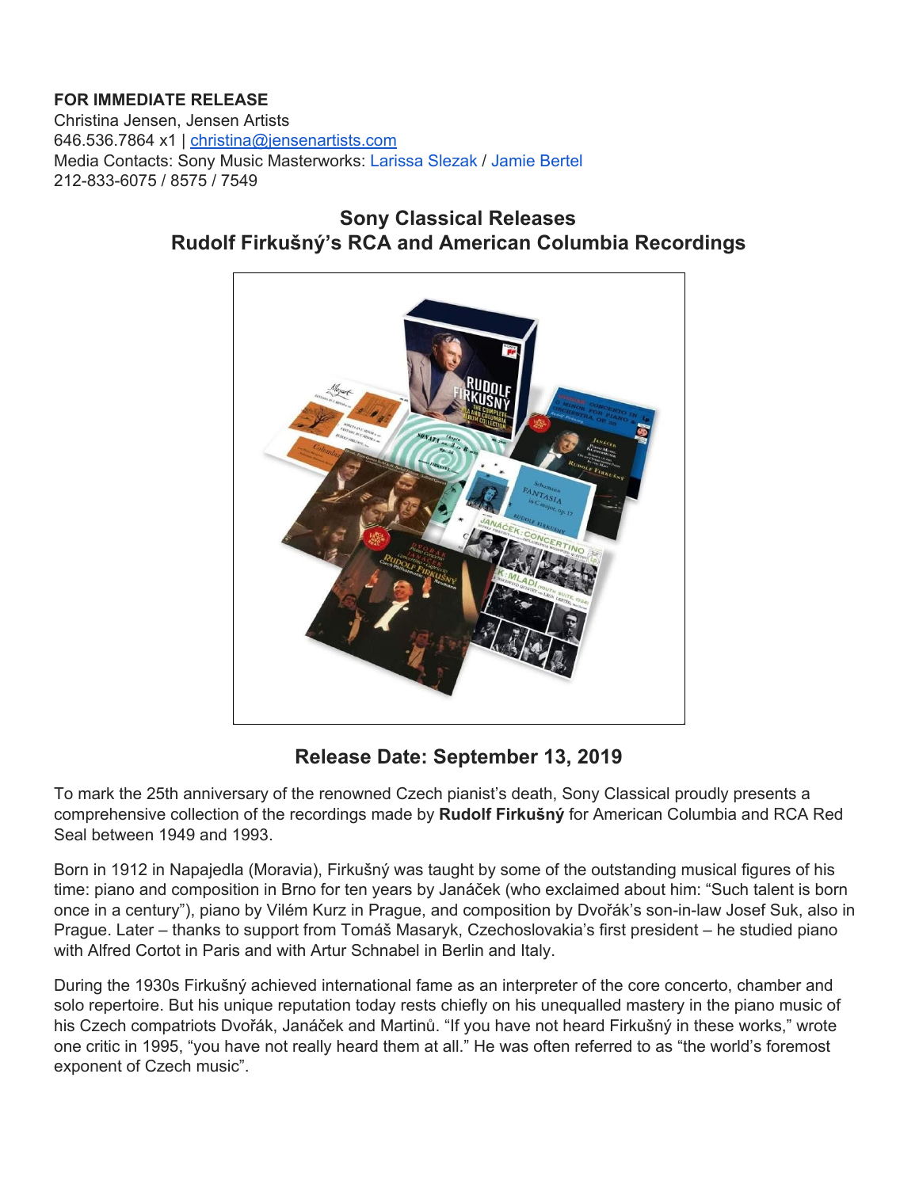**FOR IMMEDIATE RELEASE**
Christina Jensen, Jensen Artists
646.536.7864 x1 | christina@jensenartists.com
Media Contacts: Sony Music Masterworks: Larissa Slezak / Jamie Bertel
212-833-6075 / 8575 / 7549

## Sony Classical Releases
## Rudolf Firkušný's RCA and American Columbia Recordings

### Release Date: September 13, 2019

To mark the 25th anniversary of the renowned Czech pianist's death, Sony Classical proudly presents a comprehensive collection of the recordings made by **Rudolf Firkušný** for American Columbia and RCA Red Seal between 1949 and 1993.

Born in 1912 in Napajedla (Moravia), Firkušný was taught by some of the outstanding musical figures of his time: piano and composition in Brno for ten years by Janáček (who exclaimed about him: "Such talent is born once in a century"), piano by Vilém Kurz in Prague, and composition by Dvořák's son-in-law Josef Suk, also in Prague. Later – thanks to support from Tomáš Masaryk, Czechoslovakia's first president – he studied piano with Alfred Cortot in Paris and with Artur Schnabel in Berlin and Italy.

During the 1930s Firkušný achieved international fame as an interpreter of the core concerto, chamber and solo repertoire. But his unique reputation today rests chiefly on his unequalled mastery in the piano music of his Czech compatriots Dvořák, Janáček and Martinů. "If you have not heard Firkušný in these works," wrote one critic in 1995, "you have not really heard them at all." He was often referred to as "the world's foremost exponent of Czech music".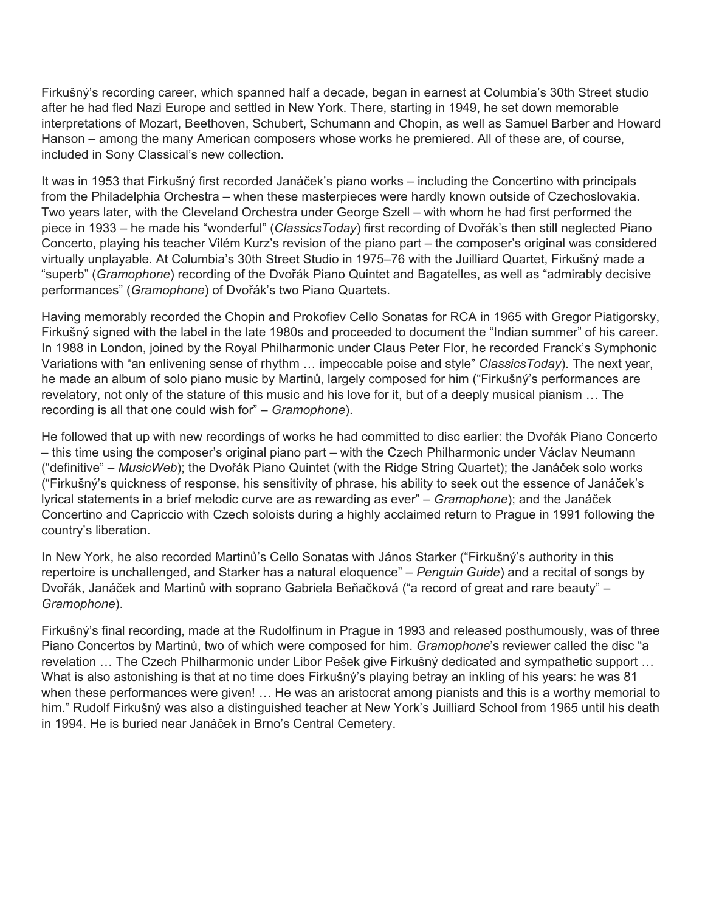Firkušný's recording career, which spanned half a decade, began in earnest at Columbia's 30th Street studio after he had fled Nazi Europe and settled in New York. There, starting in 1949, he set down memorable interpretations of Mozart, Beethoven, Schubert, Schumann and Chopin, as well as Samuel Barber and Howard Hanson – among the many American composers whose works he premiered. All of these are, of course, included in Sony Classical's new collection.

It was in 1953 that Firkušný first recorded Janáček's piano works – including the Concertino with principals from the Philadelphia Orchestra – when these masterpieces were hardly known outside of Czechoslovakia. Two years later, with the Cleveland Orchestra under George Szell – with whom he had first performed the piece in 1933 – he made his "wonderful" (*ClassicsToday*) first recording of Dvořák's then still neglected Piano Concerto, playing his teacher Vilém Kurz's revision of the piano part – the composer's original was considered virtually unplayable. At Columbia's 30th Street Studio in 1975–76 with the Juilliard Quartet, Firkušný made a "superb" (*Gramophone*) recording of the Dvořák Piano Quintet and Bagatelles, as well as "admirably decisive performances" (*Gramophone*) of Dvořák's two Piano Quartets.

Having memorably recorded the Chopin and Prokofiev Cello Sonatas for RCA in 1965 with Gregor Piatigorsky, Firkušný signed with the label in the late 1980s and proceeded to document the "Indian summer" of his career. In 1988 in London, joined by the Royal Philharmonic under Claus Peter Flor, he recorded Franck's Symphonic Variations with "an enlivening sense of rhythm … impeccable poise and style" *ClassicsToday*). The next year, he made an album of solo piano music by Martinů, largely composed for him ("Firkušný's performances are revelatory, not only of the stature of this music and his love for it, but of a deeply musical pianism … The recording is all that one could wish for" – *Gramophone*).

He followed that up with new recordings of works he had committed to disc earlier: the Dvořák Piano Concerto – this time using the composer's original piano part – with the Czech Philharmonic under Václav Neumann ("definitive" – *MusicWeb*); the Dvořák Piano Quintet (with the Ridge String Quartet); the Janáček solo works ("Firkušný's quickness of response, his sensitivity of phrase, his ability to seek out the essence of Janáček's lyrical statements in a brief melodic curve are as rewarding as ever" – *Gramophone*); and the Janáček Concertino and Capriccio with Czech soloists during a highly acclaimed return to Prague in 1991 following the country's liberation.

In New York, he also recorded Martinů's Cello Sonatas with János Starker ("Firkušný's authority in this repertoire is unchallenged, and Starker has a natural eloquence" – *Penguin Guide*) and a recital of songs by Dvořák, Janáček and Martinů with soprano Gabriela Beňačková ("a record of great and rare beauty" – *Gramophone*).

Firkušný's final recording, made at the Rudolfinum in Prague in 1993 and released posthumously, was of three Piano Concertos by Martinů, two of which were composed for him. *Gramophone*'s reviewer called the disc "a revelation … The Czech Philharmonic under Libor Pešek give Firkušný dedicated and sympathetic support … What is also astonishing is that at no time does Firkušný's playing betray an inkling of his years: he was 81 when these performances were given! … He was an aristocrat among pianists and this is a worthy memorial to him." Rudolf Firkušný was also a distinguished teacher at New York's Juilliard School from 1965 until his death in 1994. He is buried near Janáček in Brno's Central Cemetery.